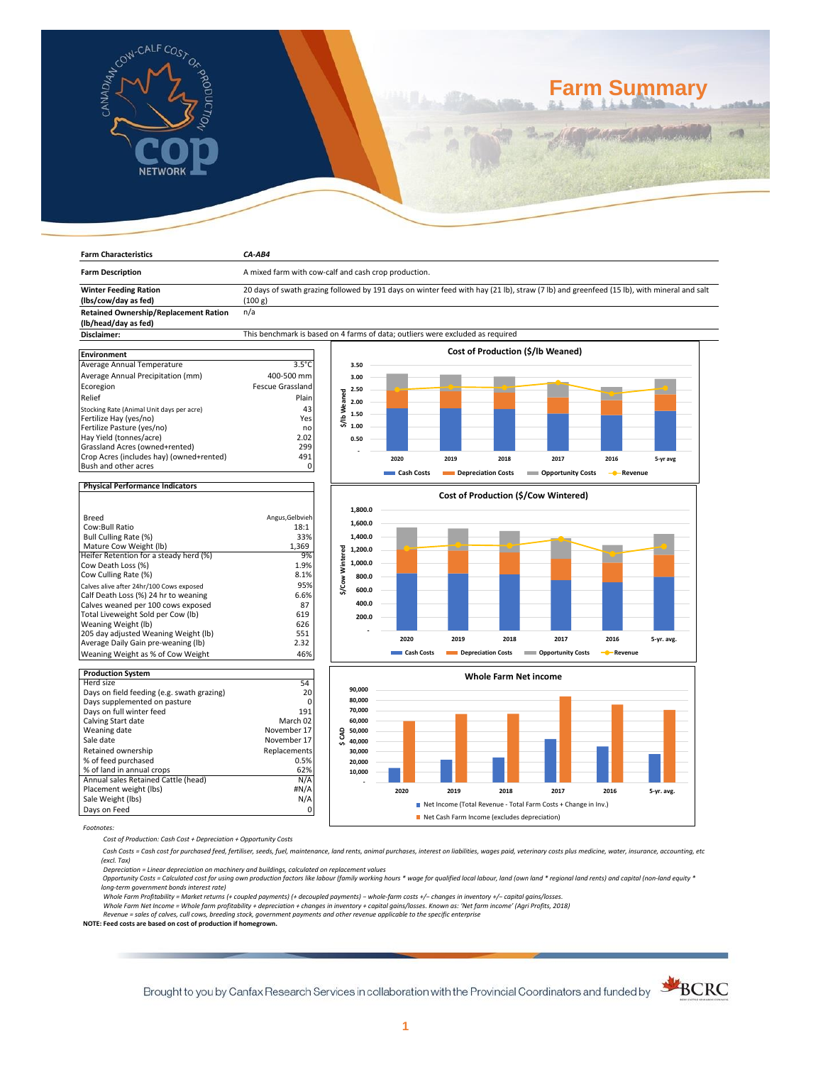# Farm Summary

| Farm Characteristics | CA-AB4 |
|---|---|
| Farm Description | A mixed farm with cow-calf and cash crop production. |
| Winter Feeding Ration (lbs/cow/day as fed) | 20 days of swath grazing followed by 191 days on winter feed with hay (21 lb), straw (7 lb) and greenfeed (15 lb), with mineral and salt (100 g) |
| Retained Ownership/Replacement Ration (lb/head/day as fed) | n/a |
| Disclaimer: | This benchmark is based on 4 farms of data; outliers were excluded as required |

| Environment | |
|---|---|
| Average Annual Temperature | 3.5°C |
| Average Annual Precipitation (mm) | 400-500 mm |
| Ecoregion | Fescue Grassland |
| Relief | Plain |
| Stocking Rate (Animal Unit days per acre) | 43 |
| Fertilize Hay (yes/no) | Yes |
| Fertilize Pasture (yes/no) | no |
| Hay Yield (tonnes/acre) | 2.02 |
| Grassland Acres (owned+rented) | 299 |
| Crop Acres (includes hay) (owned+rented) | 491 |
| Bush and other acres | 0 |

| Physical Performance Indicators | |
|---|---|
| Breed | Angus,Gelbvieh |
| Cow:Bull Ratio | 18:1 |
| Bull Culling Rate (%) | 33% |
| Mature Cow Weight (lb) | 1,369 |
| Heifer Retention for a steady herd (%) | 9% |
| Cow Death Loss (%) | 1.9% |
| Cow Culling Rate (%) | 8.1% |
| Calves alive after 24hr/100 Cows exposed | 95% |
| Calf Death Loss (%) 24 hr to weaning | 6.6% |
| Calves weaned per 100 cows exposed | 87 |
| Total Liveweight Sold per Cow (lb) | 619 |
| Weaning Weight (lb) | 626 |
| 205 day adjusted Weaning Weight (lb) | 551 |
| Average Daily Gain pre-weaning (lb) | 2.32 |
| Weaning Weight as % of Cow Weight | 46% |

| Production System | |
|---|---|
| Herd size | 54 |
| Days on field feeding (e.g. swath grazing) | 20 |
| Days supplemented on pasture | 0 |
| Days on full winter feed | 191 |
| Calving Start date | March 02 |
| Weaning date | November 17 |
| Sale date | November 17 |
| Retained ownership | Replacements |
| % of feed purchased | 0.5% |
| % of land in annual crops | 62% |
| Annual sales Retained Cattle (head) | N/A |
| Placement weight (lbs) | #N/A |
| Sale Weight (lbs) | N/A |
| Days on Feed | 0 |

**Cost of Production ($/lb Weaned)** — Cash Costs, Depreciation Costs, Opportunity Costs, Revenue (2020, 2019, 2018, 2017, 2016, 5-yr avg)

**Cost of Production ($/Cow Wintered)** — Cash Costs, Depreciation Costs, Opportunity Costs, Revenue (2020, 2019, 2018, 2017, 2016, 5-yr. avg.)

**Whole Farm Net income** ($ CAD) — Net Income (Total Revenue - Total Farm Costs + Change in Inv.); Net Cash Farm Income (excludes depreciation) (2020, 2019, 2018, 2017, 2016, 5-yr. avg.)

Footnotes:

*Cost of Production: Cash Cost + Depreciation + Opportunity Costs*

*Cash Costs = Cash cost for purchased feed, fertiliser, seeds, fuel, maintenance, land rents, animal purchases, interest on liabilities, wages paid, veterinary costs plus medicine, water, insurance, accounting, etc (excl. Tax)*

*Depreciation = Linear depreciation on machinery and buildings, calculated on replacement values*

*Opportunity Costs = Calculated cost for using own production factors like labour (family working hours * wage for qualified local labour, land (own land * regional land rents) and capital (non-land equity * long-term government bonds interest rate)*

*Whole Farm Profitability = Market returns (+ coupled payments) (+ decoupled payments) – whole-farm costs +/– changes in inventory +/– capital gains/losses.*

*Whole Farm Net Income = Whole farm profitability + depreciation + changes in inventory + capital gains/losses. Known as: 'Net farm income' (Agri Profits, 2018)*

*Revenue = sales of calves, cull cows, breeding stock, government payments and other revenue applicable to the specific enterprise*

**NOTE: Feed costs are based on cost of production if homegrown.**

Brought to you by Canfax Research Services in collaboration with the Provincial Coordinators and funded by BCRC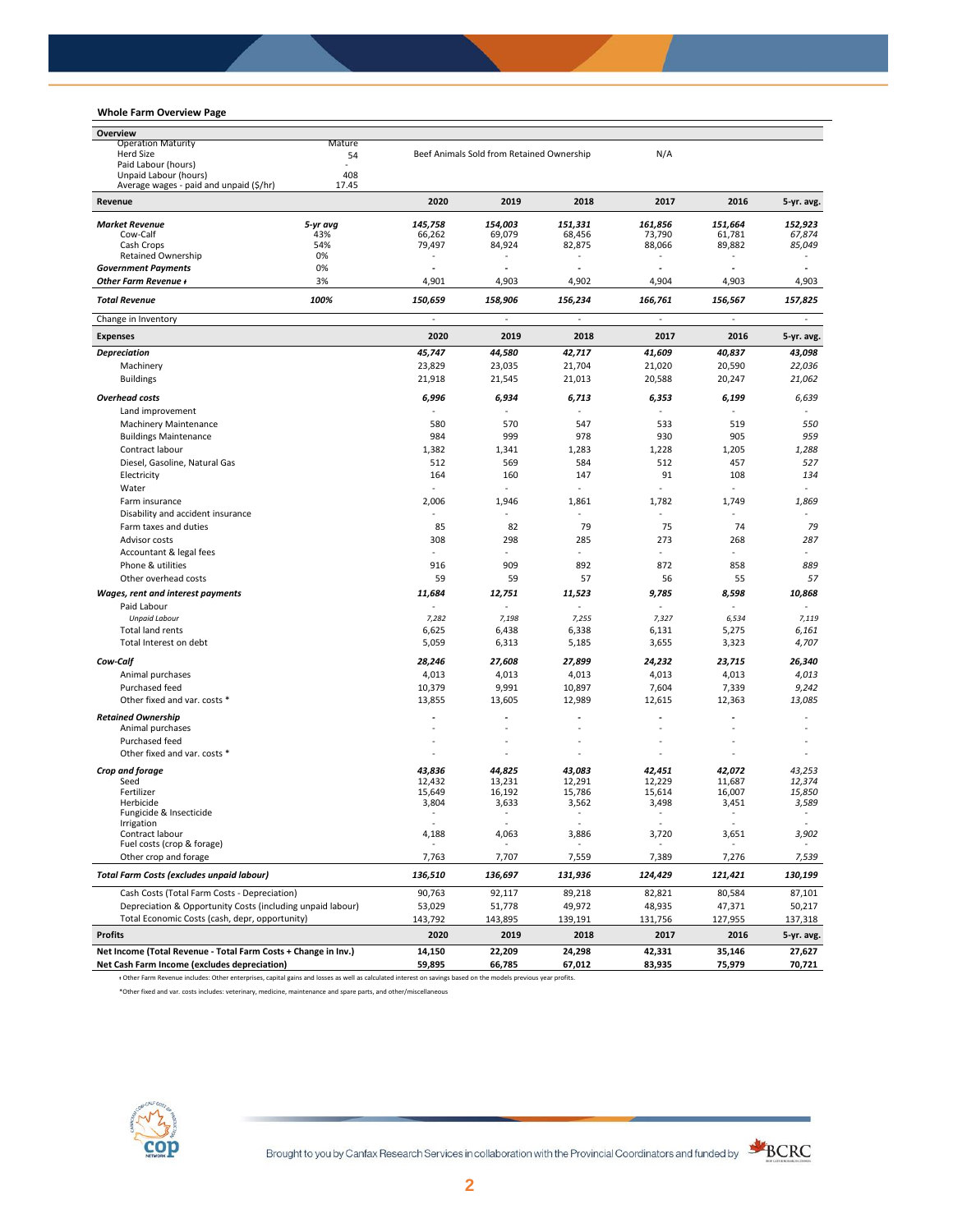### Whole Farm Overview Page

| Overview | | | |
|---|---|---|---|
| Operation Maturity | Mature | | |
| Herd Size | 54 | Beef Animals Sold from Retained Ownership | N/A |
| Paid Labour (hours) | - | | |
| Unpaid Labour (hours) | 408 | | |
| Average wages - paid and unpaid ($/hr) | 17.45 | | |

| Revenue | | 2020 | 2019 | 2018 | 2017 | 2016 | 5-yr. avg. |
|---|---|---|---|---|---|---|---|
| ***Market Revenue*** | ***5-yr avg*** | ***145,758*** | ***154,003*** | ***151,331*** | ***161,856*** | ***151,664*** | ***152,923*** |
| Cow-Calf | 43% | 66,262 | 69,079 | 68,456 | 73,790 | 61,781 | *67,874* |
| Cash Crops | 54% | 79,497 | 84,924 | 82,875 | 88,066 | 89,882 | *85,049* |
| Retained Ownership | 0% | - | - | - | - | - | - |
| ***Government Payments*** | 0% | - | - | - | - | - | - |
| ***Other Farm Revenue ***ǂ | 3% | 4,901 | 4,903 | 4,902 | 4,904 | 4,903 | 4,903 |
| ***Total Revenue*** | ***100%*** | ***150,659*** | ***158,906*** | ***156,234*** | ***166,761*** | ***156,567*** | ***157,825*** |
| Change in Inventory | | - | - | - | - | - | - |

| Expenses | 2020 | 2019 | 2018 | 2017 | 2016 | 5-yr. avg. |
|---|---|---|---|---|---|---|
| ***Depreciation*** | ***45,747*** | ***44,580*** | ***42,717*** | ***41,609*** | ***40,837*** | ***43,098*** |
| Machinery | 23,829 | 23,035 | 21,704 | 21,020 | 20,590 | *22,036* |
| Buildings | 21,918 | 21,545 | 21,013 | 20,588 | 20,247 | *21,062* |
| ***Overhead costs*** | ***6,996*** | ***6,934*** | ***6,713*** | ***6,353*** | ***6,199*** | *6,639* |
| Land improvement | - | - | - | - | - | - |
| Machinery Maintenance | 580 | 570 | 547 | 533 | 519 | *550* |
| Buildings Maintenance | 984 | 999 | 978 | 930 | 905 | *959* |
| Contract labour | 1,382 | 1,341 | 1,283 | 1,228 | 1,205 | *1,288* |
| Diesel, Gasoline, Natural Gas | 512 | 569 | 584 | 512 | 457 | *527* |
| Electricity | 164 | 160 | 147 | 91 | 108 | *134* |
| Water | - | - | - | - | - | - |
| Farm insurance | 2,006 | 1,946 | 1,861 | 1,782 | 1,749 | *1,869* |
| Disability and accident insurance | - | - | - | - | - | - |
| Farm taxes and duties | 85 | 82 | 79 | 75 | 74 | *79* |
| Advisor costs | 308 | 298 | 285 | 273 | 268 | *287* |
| Accountant & legal fees | - | - | - | - | - | - |
| Phone & utilities | 916 | 909 | 892 | 872 | 858 | *889* |
| Other overhead costs | 59 | 59 | 57 | 56 | 55 | *57* |
| ***Wages, rent and interest payments*** | ***11,684*** | ***12,751*** | ***11,523*** | ***9,785*** | ***8,598*** | ***10,868*** |
| Paid Labour | - | - | - | - | - | - |
| *Unpaid Labour* | *7,282* | *7,198* | *7,255* | *7,327* | *6,534* | *7,119* |
| Total land rents | 6,625 | 6,438 | 6,338 | 6,131 | 5,275 | *6,161* |
| Total Interest on debt | 5,059 | 6,313 | 5,185 | 3,655 | 3,323 | *4,707* |
| ***Cow-Calf*** | ***28,246*** | ***27,608*** | ***27,899*** | ***24,232*** | ***23,715*** | ***26,340*** |
| Animal purchases | 4,013 | 4,013 | 4,013 | 4,013 | 4,013 | *4,013* |
| Purchased feed | 10,379 | 9,991 | 10,897 | 7,604 | 7,339 | *9,242* |
| Other fixed and var. costs * | 13,855 | 13,605 | 12,989 | 12,615 | 12,363 | *13,085* |
| ***Retained Ownership*** | - | - | - | - | - | - |
| Animal purchases | - | - | - | - | - | - |
| Purchased feed | - | - | - | - | - | - |
| Other fixed and var. costs * | - | - | - | - | - | - |
| ***Crop and forage*** | ***43,836*** | ***44,825*** | ***43,083*** | ***42,451*** | ***42,072*** | ***43,253*** |
| Seed | 12,432 | 13,231 | 12,291 | 12,229 | 11,687 | *12,374* |
| Fertilizer | 15,649 | 16,192 | 15,786 | 15,614 | 16,007 | *15,850* |
| Herbicide | 3,804 | 3,633 | 3,562 | 3,498 | 3,451 | *3,589* |
| Fungicide & Insecticide | - | - | - | - | - | - |
| Irrigation | - | - | - | - | - | - |
| Contract labour | 4,188 | 4,063 | 3,886 | 3,720 | 3,651 | *3,902* |
| Fuel costs (crop & forage) | - | - | - | - | - | - |
| Other crop and forage | 7,763 | 7,707 | 7,559 | 7,389 | 7,276 | *7,539* |
| ***Total Farm Costs (excludes unpaid labour)*** | ***136,510*** | ***136,697*** | ***131,936*** | ***124,429*** | ***121,421*** | ***130,199*** |
| Cash Costs (Total Farm Costs - Depreciation) | 90,763 | 92,117 | 89,218 | 82,821 | 80,584 | 87,101 |
| Depreciation & Opportunity Costs (including unpaid labour) | 53,029 | 51,778 | 49,972 | 48,935 | 47,371 | 50,217 |
| Total Economic Costs (cash, depr, opportunity) | 143,792 | 143,895 | 139,191 | 131,756 | 127,955 | 137,318 |

| Profits | 2020 | 2019 | 2018 | 2017 | 2016 | 5-yr. avg. |
|---|---|---|---|---|---|---|
| **Net Income (Total Revenue - Total Farm Costs + Change in Inv.)** | **14,150** | **22,209** | **24,298** | **42,331** | **35,146** | **27,627** |
| **Net Cash Farm Income (excludes depreciation)** | **59,895** | **66,785** | **67,012** | **83,935** | **75,979** | **70,721** |

ǂ Other Farm Revenue includes: Other enterprises, capital gains and losses as well as calculated interest on savings based on the models previous year profits.

*Other fixed and var. costs includes: veterinary, medicine, maintenance and spare parts, and other/miscellaneous

Brought to you by Canfax Research Services in collaboration with the Provincial Coordinators and funded by BCRC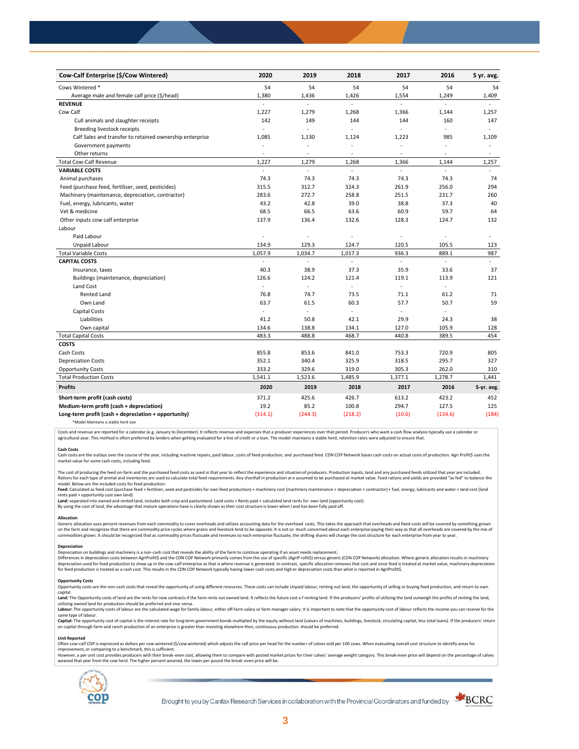| Cow-Calf Enterprise ($/Cow Wintered) | 2020 | 2019 | 2018 | 2017 | 2016 | 5 yr. avg. |
|---|---|---|---|---|---|---|
| Cows Wintered * | 54 | 54 | 54 | 54 | 54 | 54 |
| Average male and female calf price ($/head) | 1,380 | 1,436 | 1,426 | 1,554 | 1,249 | *1,409* |
| **REVENUE** | - | - | - | - | - | - |
| Cow Calf | 1,227 | 1,279 | 1,268 | 1,366 | 1,144 | 1,257 |
| Cull animals and slaughter receipts | 142 | 149 | 144 | 144 | 160 | 147 |
| Breeding livestock receipts | - | - | - | - | - | - |
| Calf Sales and transfer to retained ownership enterprise | 1,085 | 1,130 | 1,124 | 1,223 | 985 | 1,109 |
| Government payments | - | - | - | - | - | - |
| Other returns | - | - | - | - | - | - |
| Total Cow-Calf Revenue | 1,227 | 1,279 | 1,268 | 1,366 | 1,144 | 1,257 |
| **VARIABLE COSTS** | - | - | - | - | - | - |
| Animal purchases | 74.3 | 74.3 | 74.3 | 74.3 | 74.3 | 74 |
| Feed (purchase feed, fertiliser, seed, pesticides) | 315.5 | 312.7 | 324.3 | 261.9 | 256.0 | 294 |
| Machinery (maintenance, depreciation, contractor) | 283.6 | 272.7 | 258.8 | 251.5 | 231.7 | 260 |
| Fuel, energy, lubricants, water | 43.2 | 42.8 | 39.0 | 38.8 | 37.3 | 40 |
| Vet & medicine | 68.5 | 66.5 | 63.6 | 60.9 | 59.7 | 64 |
| Other inputs cow calf enterprise | 137.9 | 136.4 | 132.6 | 128.3 | 124.7 | 132 |
| Labour | | | | | | |
| Paid Labour | - | - | - | - | - | - |
| Unpaid Labour | 134.9 | 129.3 | 124.7 | 120.5 | 105.5 | 123 |
| Total Variable Costs | 1,057.9 | 1,034.7 | 1,017.3 | 936.3 | 889.1 | 987 |
| **CAPITAL COSTS** | - | - | - | - | - | - |
| Insurance, taxes | 40.3 | 38.9 | 37.3 | 35.9 | 33.6 | 37 |
| Buildings (maintenance, depreciation) | 126.6 | 124.2 | 121.4 | 119.1 | 113.9 | 121 |
| Land Cost | - | - | - | - | - | |
| Rented Land | 76.8 | 74.7 | 73.5 | 71.1 | 61.2 | 71 |
| Own Land | 63.7 | 61.5 | 60.3 | 57.7 | 50.7 | 59 |
| Capital Costs | - | - | - | - | - | |
| Liabilities | 41.2 | 50.8 | 42.1 | 29.9 | 24.3 | 38 |
| Own capital | 134.6 | 138.8 | 134.1 | 127.0 | 105.9 | 128 |
| Total Capital Costs | 483.3 | 488.8 | 468.7 | 440.8 | 389.5 | 454 |
| **COSTS** | | | | | | |
| Cash Costs | 855.8 | 853.6 | 841.0 | 753.3 | 720.9 | 805 |
| Depreciation Costs | 352.1 | 340.4 | 325.9 | 318.5 | 295.7 | 327 |
| Opportunity Costs | 333.2 | 329.6 | 319.0 | 305.3 | 262.0 | 310 |
| Total Production Costs | 1,541.1 | 1,523.6 | 1,485.9 | 1,377.1 | 1,278.7 | 1,441 |
| **Profits** | **2020** | **2019** | **2018** | **2017** | **2016** | **5-yr. avg.** |
| **Short-term profit (cash costs)** | 371.2 | 425.6 | 426.7 | 613.2 | 423.2 | 452 |
| **Medium-term profit (cash + depreciation)** | 19.2 | 85.2 | 100.8 | 294.7 | 127.5 | 125 |
| **Long-term profit (cash + depreciation + opportunity)** | (314.1) | (244.3) | (218.2) | (10.6) | (134.6) | (184) |

*Model Maintains a stable herd size

Costs and revenue are reported for a calendar (e.g. January to December). It reflects revenue and expenses that a producer experiences over that period. Producers who want a cash flow analysis typically use a calendar or agricultural year. This method is often preferred by lenders when getting evaluated for a line of credit or a loan. The model maintains a stable herd, retention rates were adjusted to ensure that.

**Cash Costs**

Cash costs are the outlays over the course of the year, including machine repairs, paid labour, costs of feed production, and purchased feed. CDN COP Network bases cash costs on actual costs of production. Agri Profit$ uses the market value for some cash costs, including feed.

The cost of producing the feed on-farm and the purchased feed costs as used in that year to reflect the experience and situation of producers. Production inputs, land and any purchased feeds utilized that year are included. Rations for each type of animal and inventories are used to calculate total feed requirements. Any shortfall in production are assumed to be purchased at market value. Feed rations and yields are provided "as fed" to balance the model. Below are the included costs for feed production:

**Feed:** Calculated as feed cost (purchase feed + fertilizer, seed and pesticides for own feed production) + machinery cost (machinery maintenance + depreciation + contractor) + fuel, energy, lubricants and water + land cost (land rents paid + opportunity cost own land)

**Land:** separated into owned and rented land, includes both crop and pastureland. Land costs = Rents paid + calculated land rents for own land (opportunity cost).

By using the cost of land, the advantage that mature operations have is clearly shown as their cost structure is lower when land has been fully paid off.

**Allocation**

Generic allocation uses percent revenues from each commodity to cover overheads and utilizes accounting data for the overhead costs. This takes the approach that overheads and fixed costs will be covered by something grown on the farm and recognizes that there are commodity price cycles where grains and livestock tend to be opposite. It is not so much concerned about each enterprise paying their way as that all overheads are covered by the mix of commodities grown. It should be recognized that as commodity prices fluctuate and revenues to each enterprise fluctuate, the shifting shares will change the cost structure for each enterprise from year to year.

**Depreciation**

Depreciation on buildings and machinery is a non-cash cost that reveals the ability of the farm to continue operating if an asset needs replacement.

Differences in depreciation costs between AgriProfit$ and the CDN COP Network primarily comes from the use of specific (AgriP rofit$) versus generic (CDN COP Network) allocation. Where generic allocation results in machinery depreciation used for feed production to show up in the cow-calf enterprise as that is where revenue is generated. In contrast, specific allocation removes that cost and since feed is treated at market value, machinery depreciation for feed production is treated as a cash cost. This results in the CDN COP Network typically having lower cash costs and higher depreciation costs than what is reported in AgriProfit$.

**Opportunity Costs**

Opportunity costs are the non-cash costs that reveal the opportunity of using different resources. These costs can include Unpaid labour, renting out land, the opportunity of selling or buying feed production, and return to own capital.

**Land:** The Opportunity costs of land are the rents for new contracts if the farm rents out owned land. It reflects the future cost of renting land. If the producers' profits of utilizing the land outweigh the profits of renting the land, utilizing owned land for production should be preferred and vice-versa.

**Labour:** The opportunity costs of labour are the calculated wage for family labour, either off-farm salary or farm manager salary. It is important to note that the opportunity cost of labour reflects the income you can receive for the same type of labour.

**Capital:** The opportunity cost of capital is the interest rate for long-term government bonds multiplied by the equity without land (values of machines, buildings, livestock, circulating capital, less total loans). If the producers' return on capital through farm and ranch production of an enterprise is greater than investing elsewhere then, continuous production should be preferred.

**Unit Reported**

Often cow-calf COP is expressed as dollars per cow wintered ($/cow wintered) which adjusts the calf price per head for the number of calves sold per 100 cows. When evaluating overall cost structure to identify areas for improvement, or comparing to a benchmark, this is sufficient.

However, a per unit cost provides producers with their break-even cost, allowing them to compare with posted market prices for their calves' average weight category. This break-even price will depend on the percentage of calves weaned that year from the cow herd. The higher percent weaned, the lower per pound the break-even price will be.

Brought to you by Canfax Research Services in collaboration with the Provincial Coordinators and funded by BCRC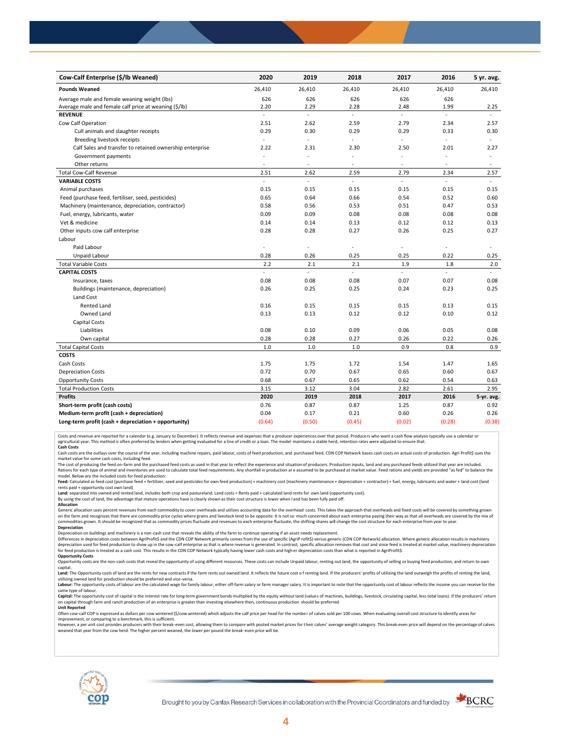| Cow-Calf Enterprise ($/lb Weaned) | 2020 | 2019 | 2018 | 2017 | 2016 | 5 yr. avg. |
|---|---|---|---|---|---|---|
| **Pounds Weaned** | 26,410 | 26,410 | 26,410 | 26,410 | 26,410 | 26,410 |
| Average male and female weaning weight (lbs) | 626 | 626 | 626 | 626 | 626 | |
| Average male and female calf price at weaning ($/lb) | 2.20 | 2.29 | 2.28 | 2.48 | 1.99 | 2.25 |
| **REVENUE** | - | - | - | - | - | - |
| Cow Calf Operation | 2.51 | 2.62 | 2.59 | 2.79 | 2.34 | 2.57 |
| Cull animals and slaughter receipts | 0.29 | 0.30 | 0.29 | 0.29 | 0.33 | 0.30 |
| Breeding livestock receipts | - | - | - | - | - | - |
| Calf Sales and transfer to retained ownership enterprise | 2.22 | 2.31 | 2.30 | 2.50 | 2.01 | 2.27 |
| Government payments | - | - | - | - | - | - |
| Other returns | - | - | - | - | - | - |
| Total Cow-Calf Revenue | 2.51 | 2.62 | 2.59 | 2.79 | 2.34 | 2.57 |
| **VARIABLE COSTS** | - | - | - | - | - | - |
| Animal purchases | 0.15 | 0.15 | 0.15 | 0.15 | 0.15 | 0.15 |
| Feed (purchase feed, fertiliser, seed, pesticides) | 0.65 | 0.64 | 0.66 | 0.54 | 0.52 | 0.60 |
| Machinery (maintenance, depreciation, contractor) | 0.58 | 0.56 | 0.53 | 0.51 | 0.47 | 0.53 |
| Fuel, energy, lubricants, water | 0.09 | 0.09 | 0.08 | 0.08 | 0.08 | 0.08 |
| Vet & medicine | 0.14 | 0.14 | 0.13 | 0.12 | 0.12 | 0.13 |
| Other inputs cow calf enterprise | 0.28 | 0.28 | 0.27 | 0.26 | 0.25 | 0.27 |
| Labour | | | | | | |
| Paid Labour | - | - | - | - | - | - |
| Unpaid Labour | 0.28 | 0.26 | 0.25 | 0.25 | 0.22 | 0.25 |
| Total Variable Costs | 2.2 | 2.1 | 2.1 | 1.9 | 1.8 | 2.0 |
| **CAPITAL COSTS** | - | - | - | - | - | - |
| Insurance, taxes | 0.08 | 0.08 | 0.08 | 0.07 | 0.07 | 0.08 |
| Buildings (maintenance, depreciation) | 0.26 | 0.25 | 0.25 | 0.24 | 0.23 | 0.25 |
| Land Cost | | | | | | |
| Rented Land | 0.16 | 0.15 | 0.15 | 0.15 | 0.13 | 0.15 |
| Owned Land | 0.13 | 0.13 | 0.12 | 0.12 | 0.10 | 0.12 |
| Capital Costs | | | | | | |
| Liabilities | 0.08 | 0.10 | 0.09 | 0.06 | 0.05 | 0.08 |
| Own capital | 0.28 | 0.28 | 0.27 | 0.26 | 0.22 | 0.26 |
| Total Capital Costs | 1.0 | 1.0 | 1.0 | 0.9 | 0.8 | 0.9 |
| **COSTS** | | | | | | |
| Cash Costs | 1.75 | 1.75 | 1.72 | 1.54 | 1.47 | 1.65 |
| Depreciation Costs | 0.72 | 0.70 | 0.67 | 0.65 | 0.60 | 0.67 |
| Opportunity Costs | 0.68 | 0.67 | 0.65 | 0.62 | 0.54 | 0.63 |
| Total Production Costs | 3.15 | 3.12 | 3.04 | 2.82 | 2.61 | 2.95 |
| **Profits** | **2020** | **2019** | **2018** | **2017** | **2016** | **5-yr. avg.** |
| **Short-term profit (cash costs)** | 0.76 | 0.87 | 0.87 | 1.25 | 0.87 | 0.92 |
| **Medium-term profit (cash + depreciation)** | 0.04 | 0.17 | 0.21 | 0.60 | 0.26 | 0.26 |
| **Long-term profit (cash + depreciation + opportunity)** | (0.64) | (0.50) | (0.45) | (0.02) | (0.28) | (0.38) |

Costs and revenue are reported for a calendar (e.g. January to December). It reflects revenue and expenses that a producer experiences over that period. Producers who want a cash flow analysis typically use a calendar or agricultural year. This method is often preferred by lenders when getting evaluated for a line of credit or a loan. The model maintains a stable herd, retention rates were adjusted to ensure that.

**Cash Costs**

Cash costs are the outlays over the course of the year, including machine repairs, paid labour, costs of feed production, and purchased feed. CDN COP Network bases cash costs on actual costs of production. Agri Profit$ uses the market value for some cash costs, including feed.

The cost of producing the feed on-farm and the purchased feed costs as used in that year to reflect the experience and situation of producers. Production inputs, land and any purchased feeds utilized that year are included. Rations for each type of animal and inventories are used to calculate total feed requirements. Any shortfall in production are assumed to be purchased at market value. Feed rations and yields are provided "as fed" to balance the model. Below are the included costs for feed production:

**Feed:** Calculated as feed cost (purchase feed + fertilizer, seed and pesticides for own feed production) + machinery cost (machinery maintenance + depreciation + contractor) + fuel, energy, lubricants and water + land cost (land rents paid + opportunity cost own land)

**Land:** separated into owned and rented land, includes both crop and pastureland. Land costs = Rents paid + calculated land rents for own land (opportunity cost).

By using the cost of land, the advantage that mature operations have is clearly shown as their cost structure is lower when land has been fully paid off.

**Allocation**

Generic allocation uses percent revenues from each commodity to cover overheads and utilizes accounting data for the overhead costs. This takes the approach that overheads and fixed costs will be covered by something grown on the farm and recognizes that there are commodity price cycles where grains and livestock tend to be opposite. It is not so much concerned about each enterprise paying their way as that all overheads are covered by the mix of commodities grown. It should be recognized that as commodity prices fluctuate and revenues to each enterprise fluctuate, the shifting shares will change the cost structure for each enterprise from year to year.

**Depreciation**

Depreciation on buildings and machinery is a non-cash cost that reveals the ability of the farm to continue operating if an asset needs replacement.

Differences in depreciation costs between AgriProfit$ and the CDN COP Network primarily comes from the use of specific (AgriP rofit$) versus generic (CDN COP Network) allocation. Where generic allocation results in machinery depreciation used for feed production to show up in the cow-calf enterprise as that is where revenue is generated. In contrast, specific allocation removes that cost and since feed is treated at market value, machinery depreciation for feed production is treated as a cash cost. This results in the CDN COP Network typically having lower cash costs and higher depreciation costs than what is reported in AgriProfit$.

**Opportunity Costs**

Opportunity costs are the non-cash costs that reveal the opportunity of using different resources. These costs can include Unpaid labour, renting out land, the opportunity of selling or buying feed production, and return to own capital.

**Land:** The Opportunity costs of land are the rents for new contracts if the farm rents out owned land. It reflects the future cost of renting land. If the producers' profits of utilizing the land outweigh the profits of renting the land, utilizing owned land for production should be preferred and vice-versa.

**Labour:** The opportunity costs of labour are the calculated wage for family labour, either off-farm salary or farm manager salary. It is important to note that the opportunity cost of labour reflects the income you can receive for the same type of labour.

**Capital:** The opportunity cost of capital is the interest rate for long-term government bonds multiplied by the equity without land (values of machines, buildings, livestock, circulating capital, less total loans). If the producers' return on capital through farm and ranch production of an enterprise is greater than investing elsewhere then, continuous production should be preferred.

**Unit Reported**

Often cow-calf COP is expressed as dollars per cow wintered ($/cow wintered) which adjusts the calf price per head for the number of calves sold per 100 cows. When evaluating overall cost structure to identify areas for improvement, or comparing to a benchmark, this is sufficient.

However, a per unit cost provides producers with their break-even cost, allowing them to compare with posted market prices for their calves' average weight category. This break-even price will depend on the percentage of calves weaned that year from the cow herd. The higher percent weaned, the lower per pound the break-even price will be.

Brought to you by Canfax Research Services in collaboration with the Provincial Coordinators and funded by BCRC